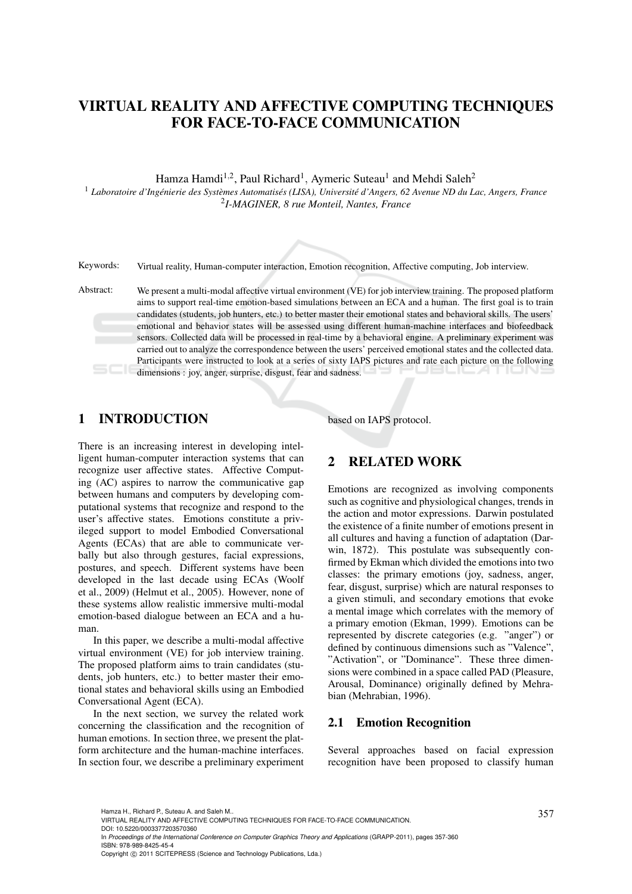# VIRTUAL REALITY AND AFFECTIVE COMPUTING TECHNIQUES FOR FACE-TO-FACE COMMUNICATION

Hamza Hamdi[1,2], Paul Richard[1], Aymeric Suteau[1] and Mehdi Saleh[2]

[1] *Laboratoire d'Ingénierie des Systèmes Automatisés (LISA), Université d'Angers, 62 Avenue ND du Lac, Angers, France*
[2] *I-MAGINER, 8 rue Monteil, Nantes, France*

Keywords: Virtual reality, Human-computer interaction, Emotion recognition, Affective computing, Job interview.

Abstract: We present a multi-modal affective virtual environment (VE) for job interview training. The proposed platform aims to support real-time emotion-based simulations between an ECA and a human. The first goal is to train candidates (students, job hunters, etc.) to better master their emotional states and behavioral skills. The users' emotional and behavior states will be assessed using different human-machine interfaces and biofeedback sensors. Collected data will be processed in real-time by a behavioral engine. A preliminary experiment was carried out to analyze the correspondence between the users' perceived emotional states and the collected data. Participants were instructed to look at a series of sixty IAPS pictures and rate each picture on the following dimensions : joy, anger, surprise, disgust, fear and sadness.

## 1 INTRODUCTION

There is an increasing interest in developing intelligent human-computer interaction systems that can recognize user affective states. Affective Computing (AC) aspires to narrow the communicative gap between humans and computers by developing computational systems that recognize and respond to the user's affective states. Emotions constitute a privileged support to model Embodied Conversational Agents (ECAs) that are able to communicate verbally but also through gestures, facial expressions, postures, and speech. Different systems have been developed in the last decade using ECAs (Woolf et al., 2009) (Helmut et al., 2005). However, none of these systems allow realistic immersive multi-modal emotion-based dialogue between an ECA and a human.

In this paper, we describe a multi-modal affective virtual environment (VE) for job interview training. The proposed platform aims to train candidates (students, job hunters, etc.) to better master their emotional states and behavioral skills using an Embodied Conversational Agent (ECA).

In the next section, we survey the related work concerning the classification and the recognition of human emotions. In section three, we present the platform architecture and the human-machine interfaces. In section four, we describe a preliminary experiment based on IAPS protocol.

## 2 RELATED WORK

Emotions are recognized as involving components such as cognitive and physiological changes, trends in the action and motor expressions. Darwin postulated the existence of a finite number of emotions present in all cultures and having a function of adaptation (Darwin, 1872). This postulate was subsequently confirmed by Ekman which divided the emotions into two classes: the primary emotions (joy, sadness, anger, fear, disgust, surprise) which are natural responses to a given stimuli, and secondary emotions that evoke a mental image which correlates with the memory of a primary emotion (Ekman, 1999). Emotions can be represented by discrete categories (e.g. "anger") or defined by continuous dimensions such as "Valence", "Activation", or "Dominance". These three dimensions were combined in a space called PAD (Pleasure, Arousal, Dominance) originally defined by Mehrabian (Mehrabian, 1996).

### 2.1 Emotion Recognition

Several approaches based on facial expression recognition have been proposed to classify human

Hamza H., Richard P., Suteau A. and Saleh M..
VIRTUAL REALITY AND AFFECTIVE COMPUTING TECHNIQUES FOR FACE-TO-FACE COMMUNICATION.
DOI: 10.5220/0003377203570360
In *Proceedings of the International Conference on Computer Graphics Theory and Applications* (GRAPP-2011), pages 357-360
ISBN: 978-989-8425-45-4
Copyright © 2011 SCITEPRESS (Science and Technology Publications, Lda.)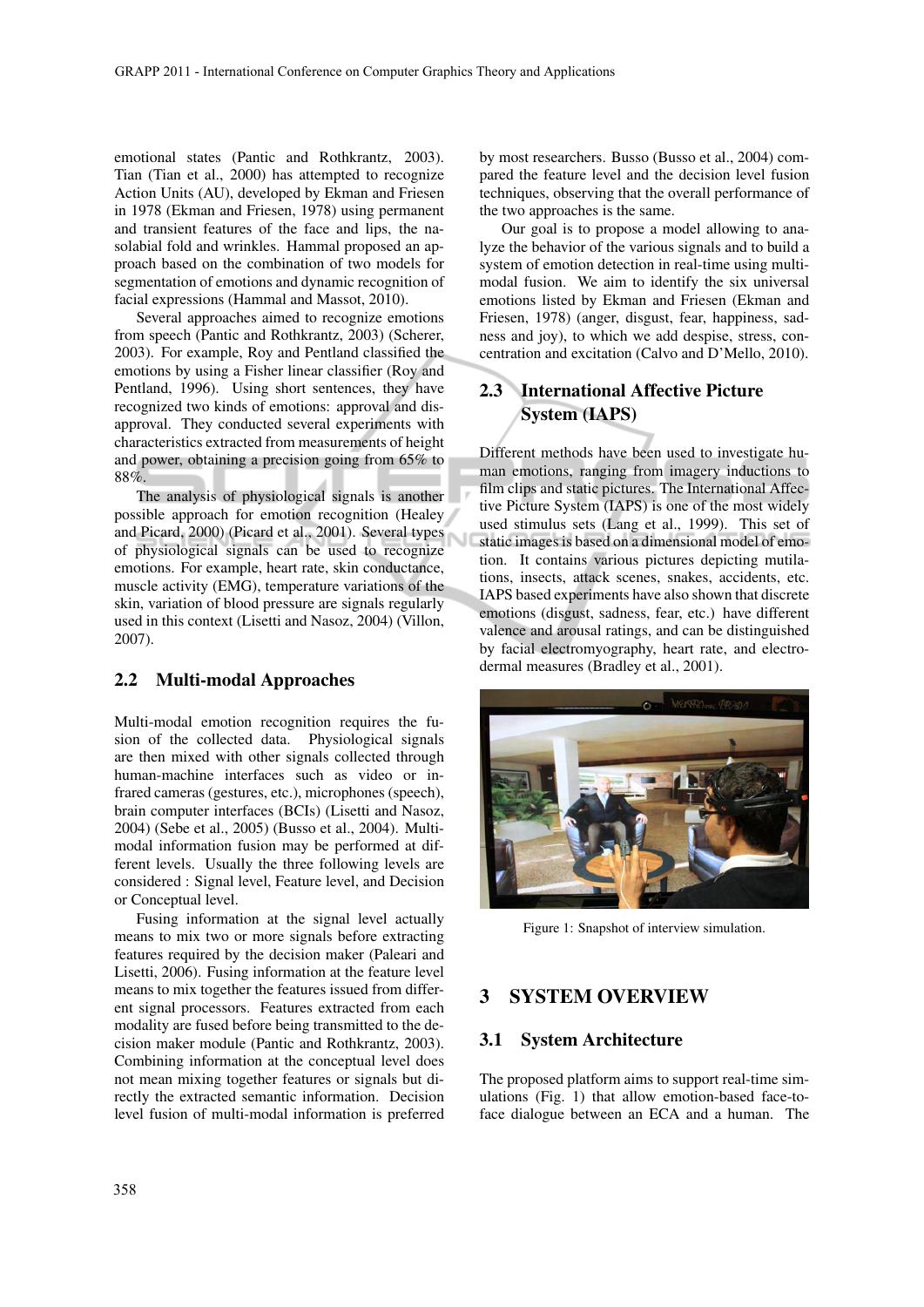emotional states (Pantic and Rothkrantz, 2003). Tian (Tian et al., 2000) has attempted to recognize Action Units (AU), developed by Ekman and Friesen in 1978 (Ekman and Friesen, 1978) using permanent and transient features of the face and lips, the nasolabial fold and wrinkles. Hammal proposed an approach based on the combination of two models for segmentation of emotions and dynamic recognition of facial expressions (Hammal and Massot, 2010).

Several approaches aimed to recognize emotions from speech (Pantic and Rothkrantz, 2003) (Scherer, 2003). For example, Roy and Pentland classified the emotions by using a Fisher linear classifier (Roy and Pentland, 1996). Using short sentences, they have recognized two kinds of emotions: approval and disapproval. They conducted several experiments with characteristics extracted from measurements of height and power, obtaining a precision going from 65% to 88%.

The analysis of physiological signals is another possible approach for emotion recognition (Healey and Picard, 2000) (Picard et al., 2001). Several types of physiological signals can be used to recognize emotions. For example, heart rate, skin conductance, muscle activity (EMG), temperature variations of the skin, variation of blood pressure are signals regularly used in this context (Lisetti and Nasoz, 2004) (Villon, 2007).

## 2.2 Multi-modal Approaches

Multi-modal emotion recognition requires the fusion of the collected data. Physiological signals are then mixed with other signals collected through human-machine interfaces such as video or infrared cameras (gestures, etc.), microphones (speech), brain computer interfaces (BCIs) (Lisetti and Nasoz, 2004) (Sebe et al., 2005) (Busso et al., 2004). Multimodal information fusion may be performed at different levels. Usually the three following levels are considered : Signal level, Feature level, and Decision or Conceptual level.

Fusing information at the signal level actually means to mix two or more signals before extracting features required by the decision maker (Paleari and Lisetti, 2006). Fusing information at the feature level means to mix together the features issued from different signal processors. Features extracted from each modality are fused before being transmitted to the decision maker module (Pantic and Rothkrantz, 2003). Combining information at the conceptual level does not mean mixing together features or signals but directly the extracted semantic information. Decision level fusion of multi-modal information is preferred by most researchers. Busso (Busso et al., 2004) compared the feature level and the decision level fusion techniques, observing that the overall performance of the two approaches is the same.

Our goal is to propose a model allowing to analyze the behavior of the various signals and to build a system of emotion detection in real-time using multimodal fusion. We aim to identify the six universal emotions listed by Ekman and Friesen (Ekman and Friesen, 1978) (anger, disgust, fear, happiness, sadness and joy), to which we add despise, stress, concentration and excitation (Calvo and D'Mello, 2010).

## 2.3 International Affective Picture System (IAPS)

Different methods have been used to investigate human emotions, ranging from imagery inductions to film clips and static pictures. The International Affective Picture System (IAPS) is one of the most widely used stimulus sets (Lang et al., 1999). This set of static images is based on a dimensional model of emotion. It contains various pictures depicting mutilations, insects, attack scenes, snakes, accidents, etc. IAPS based experiments have also shown that discrete emotions (disgust, sadness, fear, etc.) have different valence and arousal ratings, and can be distinguished by facial electromyography, heart rate, and electrodermal measures (Bradley et al., 2001).

Figure 1: Snapshot of interview simulation.

# 3 SYSTEM OVERVIEW

## 3.1 System Architecture

The proposed platform aims to support real-time simulations (Fig. 1) that allow emotion-based face-to-face dialogue between an ECA and a human. The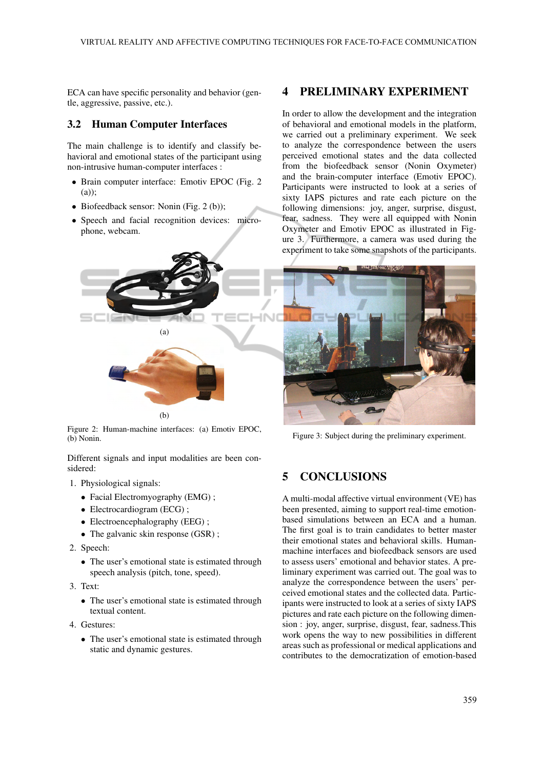ECA can have specific personality and behavior (gentle, aggressive, passive, etc.).

### 3.2 Human Computer Interfaces

The main challenge is to identify and classify behavioral and emotional states of the participant using non-intrusive human-computer interfaces :

- Brain computer interface: Emotiv EPOC (Fig. 2 (a));
- Biofeedback sensor: Nonin (Fig. 2 (b));
- Speech and facial recognition devices: microphone, webcam.

(a)

(b)

Figure 2: Human-machine interfaces: (a) Emotiv EPOC, (b) Nonin.

Different signals and input modalities are been considered:

1. Physiological signals:
   - Facial Electromyography (EMG) ;
   - Electrocardiogram (ECG) ;
   - Electroencephalography (EEG) ;
   - The galvanic skin response (GSR) ;
2. Speech:
   - The user's emotional state is estimated through speech analysis (pitch, tone, speed).
3. Text:
   - The user's emotional state is estimated through textual content.
4. Gestures:
   - The user's emotional state is estimated through static and dynamic gestures.

## 4 PRELIMINARY EXPERIMENT

In order to allow the development and the integration of behavioral and emotional models in the platform, we carried out a preliminary experiment. We seek to analyze the correspondence between the users perceived emotional states and the data collected from the biofeedback sensor (Nonin Oxymeter) and the brain-computer interface (Emotiv EPOC). Participants were instructed to look at a series of sixty IAPS pictures and rate each picture on the following dimensions: joy, anger, surprise, disgust, fear, sadness. They were all equipped with Nonin Oxymeter and Emotiv EPOC as illustrated in Figure 3. Furthermore, a camera was used during the experiment to take some snapshots of the participants.

Figure 3: Subject during the preliminary experiment.

## 5 CONCLUSIONS

A multi-modal affective virtual environment (VE) has been presented, aiming to support real-time emotion-based simulations between an ECA and a human. The first goal is to train candidates to better master their emotional states and behavioral skills. Human-machine interfaces and biofeedback sensors are used to assess users' emotional and behavior states. A preliminary experiment was carried out. The goal was to analyze the correspondence between the users' perceived emotional states and the collected data. Participants were instructed to look at a series of sixty IAPS pictures and rate each picture on the following dimension : joy, anger, surprise, disgust, fear, sadness.This work opens the way to new possibilities in different areas such as professional or medical applications and contributes to the democratization of emotion-based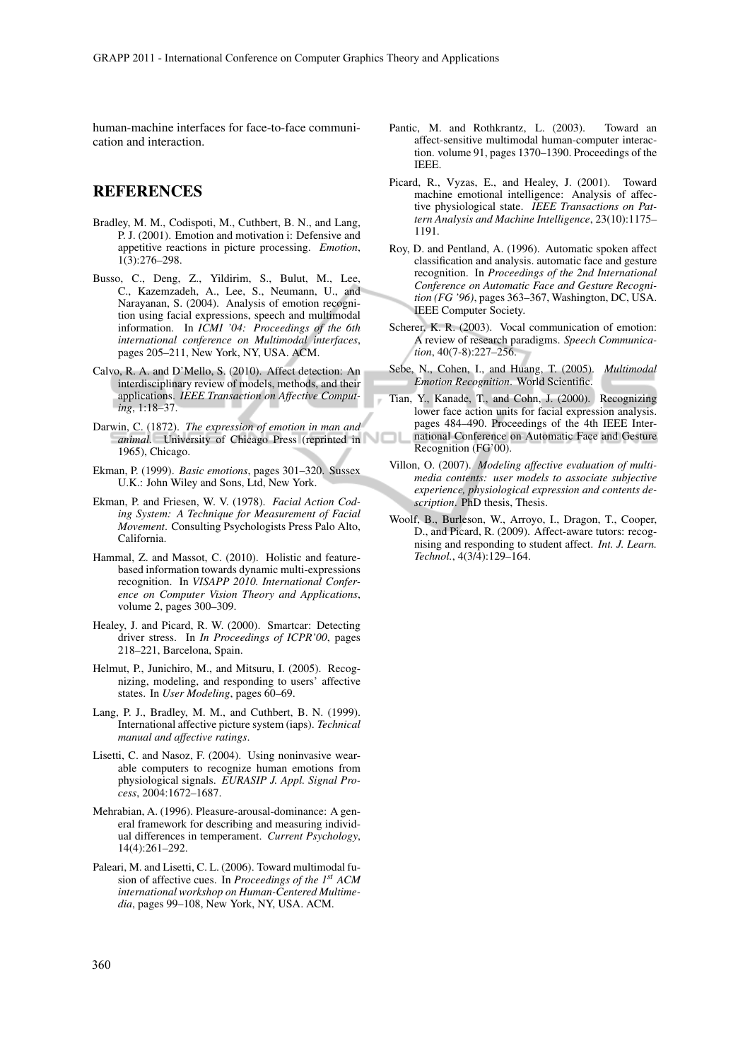human-machine interfaces for face-to-face communication and interaction.

## REFERENCES

Bradley, M. M., Codispoti, M., Cuthbert, B. N., and Lang, P. J. (2001). Emotion and motivation i: Defensive and appetitive reactions in picture processing. *Emotion*, 1(3):276–298.

Busso, C., Deng, Z., Yildirim, S., Bulut, M., Lee, C., Kazemzadeh, A., Lee, S., Neumann, U., and Narayanan, S. (2004). Analysis of emotion recognition using facial expressions, speech and multimodal information. In *ICMI '04: Proceedings of the 6th international conference on Multimodal interfaces*, pages 205–211, New York, NY, USA. ACM.

Calvo, R. A. and D'Mello, S. (2010). Affect detection: An interdisciplinary review of models, methods, and their applications. *IEEE Transaction on Affective Computing*, 1:18–37.

Darwin, C. (1872). *The expression of emotion in man and animal.* University of Chicago Press (reprinted in 1965), Chicago.

Ekman, P. (1999). *Basic emotions*, pages 301–320. Sussex U.K.: John Wiley and Sons, Ltd, New York.

Ekman, P. and Friesen, W. V. (1978). *Facial Action Coding System: A Technique for Measurement of Facial Movement*. Consulting Psychologists Press Palo Alto, California.

Hammal, Z. and Massot, C. (2010). Holistic and feature-based information towards dynamic multi-expressions recognition. In *VISAPP 2010. International Conference on Computer Vision Theory and Applications*, volume 2, pages 300–309.

Healey, J. and Picard, R. W. (2000). Smartcar: Detecting driver stress. In *In Proceedings of ICPR'00*, pages 218–221, Barcelona, Spain.

Helmut, P., Junichiro, M., and Mitsuru, I. (2005). Recognizing, modeling, and responding to users' affective states. In *User Modeling*, pages 60–69.

Lang, P. J., Bradley, M. M., and Cuthbert, B. N. (1999). International affective picture system (iaps). *Technical manual and affective ratings*.

Lisetti, C. and Nasoz, F. (2004). Using noninvasive wearable computers to recognize human emotions from physiological signals. *EURASIP J. Appl. Signal Process*, 2004:1672–1687.

Mehrabian, A. (1996). Pleasure-arousal-dominance: A general framework for describing and measuring individual differences in temperament. *Current Psychology*, 14(4):261–292.

Paleari, M. and Lisetti, C. L. (2006). Toward multimodal fusion of affective cues. In *Proceedings of the 1st ACM international workshop on Human-Centered Multimedia*, pages 99–108, New York, NY, USA. ACM.

Pantic, M. and Rothkrantz, L. (2003). Toward an affect-sensitive multimodal human-computer interaction. volume 91, pages 1370–1390. Proceedings of the IEEE.

Picard, R., Vyzas, E., and Healey, J. (2001). Toward machine emotional intelligence: Analysis of affective physiological state. *IEEE Transactions on Pattern Analysis and Machine Intelligence*, 23(10):1175–1191.

Roy, D. and Pentland, A. (1996). Automatic spoken affect classification and analysis. automatic face and gesture recognition. In *Proceedings of the 2nd International Conference on Automatic Face and Gesture Recognition (FG '96)*, pages 363–367, Washington, DC, USA. IEEE Computer Society.

Scherer, K. R. (2003). Vocal communication of emotion: A review of research paradigms. *Speech Communication*, 40(7-8):227–256.

Sebe, N., Cohen, I., and Huang, T. (2005). *Multimodal Emotion Recognition*. World Scientific.

Tian, Y., Kanade, T., and Cohn, J. (2000). Recognizing lower face action units for facial expression analysis. pages 484–490. Proceedings of the 4th IEEE International Conference on Automatic Face and Gesture Recognition (FG'00).

Villon, O. (2007). *Modeling affective evaluation of multimedia contents: user models to associate subjective experience, physiological expression and contents description*. PhD thesis, Thesis.

Woolf, B., Burleson, W., Arroyo, I., Dragon, T., Cooper, D., and Picard, R. (2009). Affect-aware tutors: recognising and responding to student affect. *Int. J. Learn. Technol.*, 4(3/4):129–164.